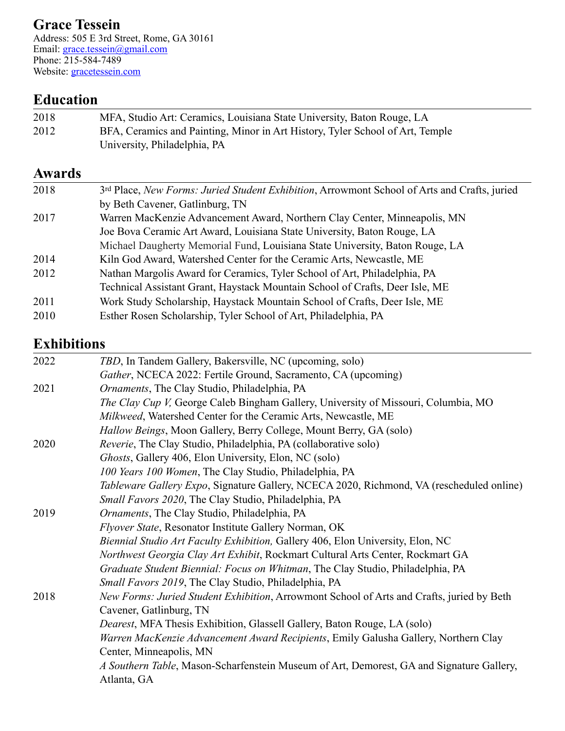# Grace Tessein

Address: 505 E 3rd Street, Rome, GA 30161
Email: grace.tessein@gmail.com
Phone: 215-584-7489
Website: gracetessein.com

## Education

| | |
|---|---|
| 2018 | MFA, Studio Art: Ceramics, Louisiana State University, Baton Rouge, LA |
| 2012 | BFA, Ceramics and Painting, Minor in Art History, Tyler School of Art, Temple University, Philadelphia, PA |

## Awards

| | |
|---|---|
| 2018 | 3rd Place, *New Forms: Juried Student Exhibition*, Arrowmont School of Arts and Crafts, juried by Beth Cavener, Gatlinburg, TN |
| 2017 | Warren MacKenzie Advancement Award, Northern Clay Center, Minneapolis, MN |
| | Joe Bova Ceramic Art Award, Louisiana State University, Baton Rouge, LA |
| | Michael Daugherty Memorial Fund, Louisiana State University, Baton Rouge, LA |
| 2014 | Kiln God Award, Watershed Center for the Ceramic Arts, Newcastle, ME |
| 2012 | Nathan Margolis Award for Ceramics, Tyler School of Art, Philadelphia, PA |
| | Technical Assistant Grant, Haystack Mountain School of Crafts, Deer Isle, ME |
| 2011 | Work Study Scholarship, Haystack Mountain School of Crafts, Deer Isle, ME |
| 2010 | Esther Rosen Scholarship, Tyler School of Art, Philadelphia, PA |

## Exhibitions

| | |
|---|---|
| 2022 | *TBD*, In Tandem Gallery, Bakersville, NC (upcoming, solo) |
| | *Gather*, NCECA 2022: Fertile Ground, Sacramento, CA (upcoming) |
| 2021 | *Ornaments*, The Clay Studio, Philadelphia, PA |
| | *The Clay Cup V,* George Caleb Bingham Gallery, University of Missouri, Columbia, MO |
| | *Milkweed*, Watershed Center for the Ceramic Arts, Newcastle, ME |
| | *Hallow Beings*, Moon Gallery, Berry College, Mount Berry, GA (solo) |
| 2020 | *Reverie*, The Clay Studio, Philadelphia, PA (collaborative solo) |
| | *Ghosts*, Gallery 406, Elon University, Elon, NC (solo) |
| | *100 Years 100 Women*, The Clay Studio, Philadelphia, PA |
| | *Tableware Gallery Expo*, Signature Gallery, NCECA 2020, Richmond, VA (rescheduled online) |
| | *Small Favors 2020*, The Clay Studio, Philadelphia, PA |
| 2019 | *Ornaments*, The Clay Studio, Philadelphia, PA |
| | *Flyover State*, Resonator Institute Gallery Norman, OK |
| | *Biennial Studio Art Faculty Exhibition,* Gallery 406, Elon University, Elon, NC |
| | *Northwest Georgia Clay Art Exhibit*, Rockmart Cultural Arts Center, Rockmart GA |
| | *Graduate Student Biennial: Focus on Whitman*, The Clay Studio, Philadelphia, PA |
| | *Small Favors 2019*, The Clay Studio, Philadelphia, PA |
| 2018 | *New Forms: Juried Student Exhibition*, Arrowmont School of Arts and Crafts, juried by Beth Cavener, Gatlinburg, TN |
| | *Dearest*, MFA Thesis Exhibition, Glassell Gallery, Baton Rouge, LA (solo) |
| | *Warren MacKenzie Advancement Award Recipients*, Emily Galusha Gallery, Northern Clay Center, Minneapolis, MN |
| | *A Southern Table*, Mason-Scharfenstein Museum of Art, Demorest, GA and Signature Gallery, Atlanta, GA |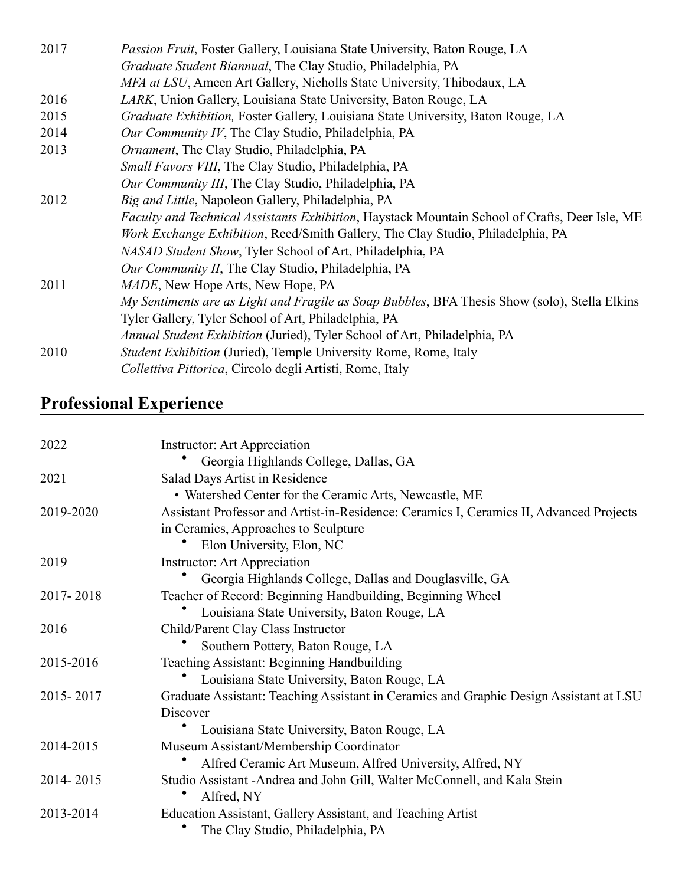2017 *Passion Fruit*, Foster Gallery, Louisiana State University, Baton Rouge, LA
*Graduate Student Biannual*, The Clay Studio, Philadelphia, PA
*MFA at LSU*, Ameen Art Gallery, Nicholls State University, Thibodaux, LA

2016 *LARK*, Union Gallery, Louisiana State University, Baton Rouge, LA

2015 *Graduate Exhibition,* Foster Gallery, Louisiana State University, Baton Rouge, LA

2014 *Our Community IV*, The Clay Studio, Philadelphia, PA

2013 *Ornament*, The Clay Studio, Philadelphia, PA
*Small Favors VIII*, The Clay Studio, Philadelphia, PA
*Our Community III*, The Clay Studio, Philadelphia, PA

2012 *Big and Little*, Napoleon Gallery, Philadelphia, PA
*Faculty and Technical Assistants Exhibition*, Haystack Mountain School of Crafts, Deer Isle, ME
*Work Exchange Exhibition*, Reed/Smith Gallery, The Clay Studio, Philadelphia, PA
*NASAD Student Show*, Tyler School of Art, Philadelphia, PA
*Our Community II*, The Clay Studio, Philadelphia, PA

2011 *MADE*, New Hope Arts, New Hope, PA
*My Sentiments are as Light and Fragile as Soap Bubbles*, BFA Thesis Show (solo), Stella Elkins Tyler Gallery, Tyler School of Art, Philadelphia, PA
*Annual Student Exhibition* (Juried), Tyler School of Art, Philadelphia, PA

2010 *Student Exhibition* (Juried), Temple University Rome, Rome, Italy
*Collettiva Pittorica*, Circolo degli Artisti, Rome, Italy

## Professional Experience

2022 Instructor: Art Appreciation
- Georgia Highlands College, Dallas, GA

2021 Salad Days Artist in Residence
- Watershed Center for the Ceramic Arts, Newcastle, ME

2019-2020 Assistant Professor and Artist-in-Residence: Ceramics I, Ceramics II, Advanced Projects in Ceramics, Approaches to Sculpture
- Elon University, Elon, NC

2019 Instructor: Art Appreciation
- Georgia Highlands College, Dallas and Douglasville, GA

2017- 2018 Teacher of Record: Beginning Handbuilding, Beginning Wheel
- Louisiana State University, Baton Rouge, LA

2016 Child/Parent Clay Class Instructor
- Southern Pottery, Baton Rouge, LA

2015-2016 Teaching Assistant: Beginning Handbuilding
- Louisiana State University, Baton Rouge, LA

2015- 2017 Graduate Assistant: Teaching Assistant in Ceramics and Graphic Design Assistant at LSU Discover
- Louisiana State University, Baton Rouge, LA

2014-2015 Museum Assistant/Membership Coordinator
- Alfred Ceramic Art Museum, Alfred University, Alfred, NY

2014- 2015 Studio Assistant -Andrea and John Gill, Walter McConnell, and Kala Stein
- Alfred, NY

2013-2014 Education Assistant, Gallery Assistant, and Teaching Artist
- The Clay Studio, Philadelphia, PA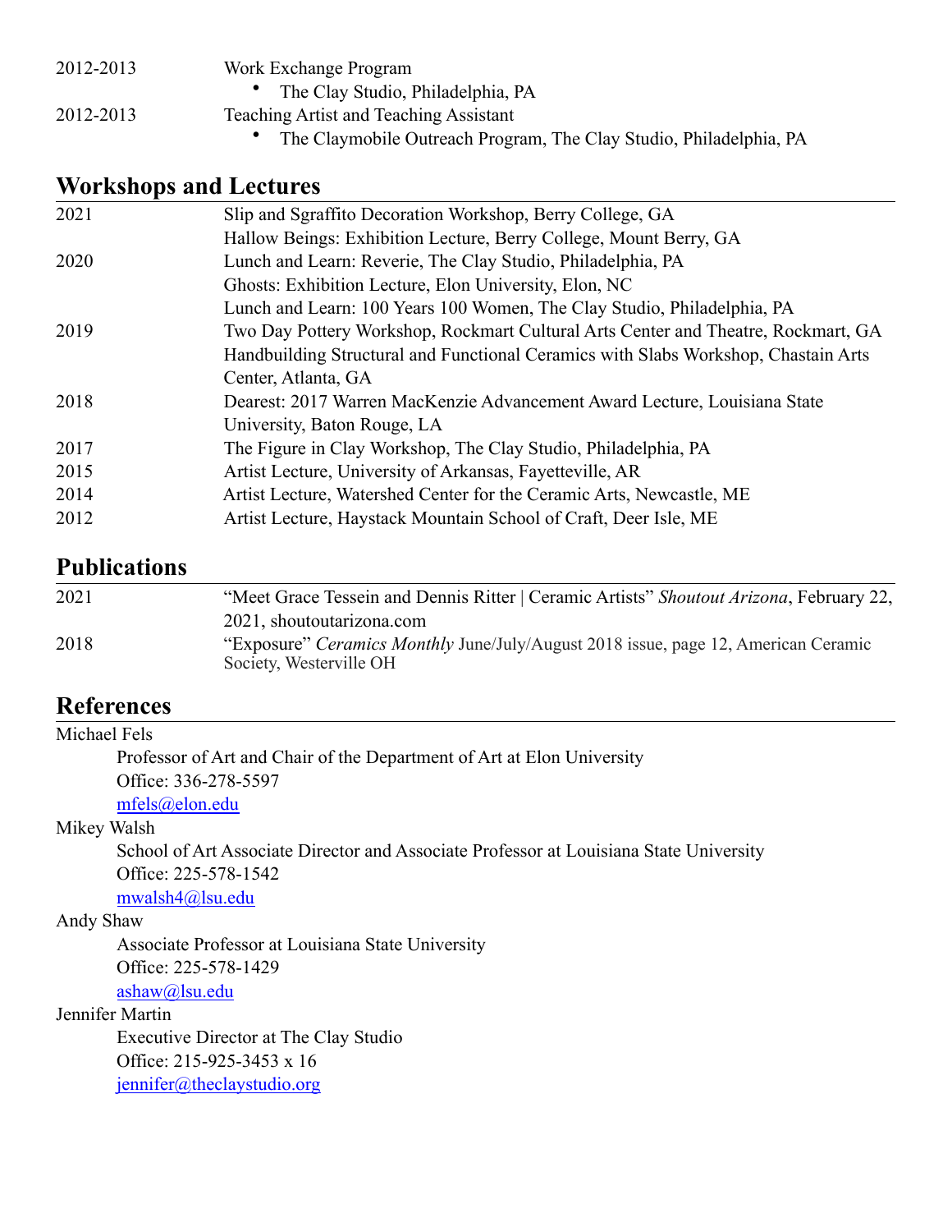| | |
|---|---|
| 2012-2013 | Work Exchange Program<br>• The Clay Studio, Philadelphia, PA |
| 2012-2013 | Teaching Artist and Teaching Assistant<br>• The Claymobile Outreach Program, The Clay Studio, Philadelphia, PA |

## Workshops and Lectures

| | |
|---|---|
| 2021 | Slip and Sgraffito Decoration Workshop, Berry College, GA<br>Hallow Beings: Exhibition Lecture, Berry College, Mount Berry, GA |
| 2020 | Lunch and Learn: Reverie, The Clay Studio, Philadelphia, PA<br>Ghosts: Exhibition Lecture, Elon University, Elon, NC<br>Lunch and Learn: 100 Years 100 Women, The Clay Studio, Philadelphia, PA |
| 2019 | Two Day Pottery Workshop, Rockmart Cultural Arts Center and Theatre, Rockmart, GA<br>Handbuilding Structural and Functional Ceramics with Slabs Workshop, Chastain Arts Center, Atlanta, GA |
| 2018 | Dearest: 2017 Warren MacKenzie Advancement Award Lecture, Louisiana State University, Baton Rouge, LA |
| 2017 | The Figure in Clay Workshop, The Clay Studio, Philadelphia, PA |
| 2015 | Artist Lecture, University of Arkansas, Fayetteville, AR |
| 2014 | Artist Lecture, Watershed Center for the Ceramic Arts, Newcastle, ME |
| 2012 | Artist Lecture, Haystack Mountain School of Craft, Deer Isle, ME |

## Publications

| | |
|---|---|
| 2021 | "Meet Grace Tessein and Dennis Ritter \| Ceramic Artists" *Shoutout Arizona*, February 22, 2021, shoutoutarizona.com |
| 2018 | "Exposure" *Ceramics Monthly* June/July/August 2018 issue, page 12, American Ceramic Society, Westerville OH |

## References

Michael Fels
Professor of Art and Chair of the Department of Art at Elon University
Office: 336-278-5597
mfels@elon.edu

Mikey Walsh
School of Art Associate Director and Associate Professor at Louisiana State University
Office: 225-578-1542
mwalsh4@lsu.edu

Andy Shaw
Associate Professor at Louisiana State University
Office: 225-578-1429
ashaw@lsu.edu

Jennifer Martin
Executive Director at The Clay Studio
Office: 215-925-3453 x 16
jennifer@theclaystudio.org